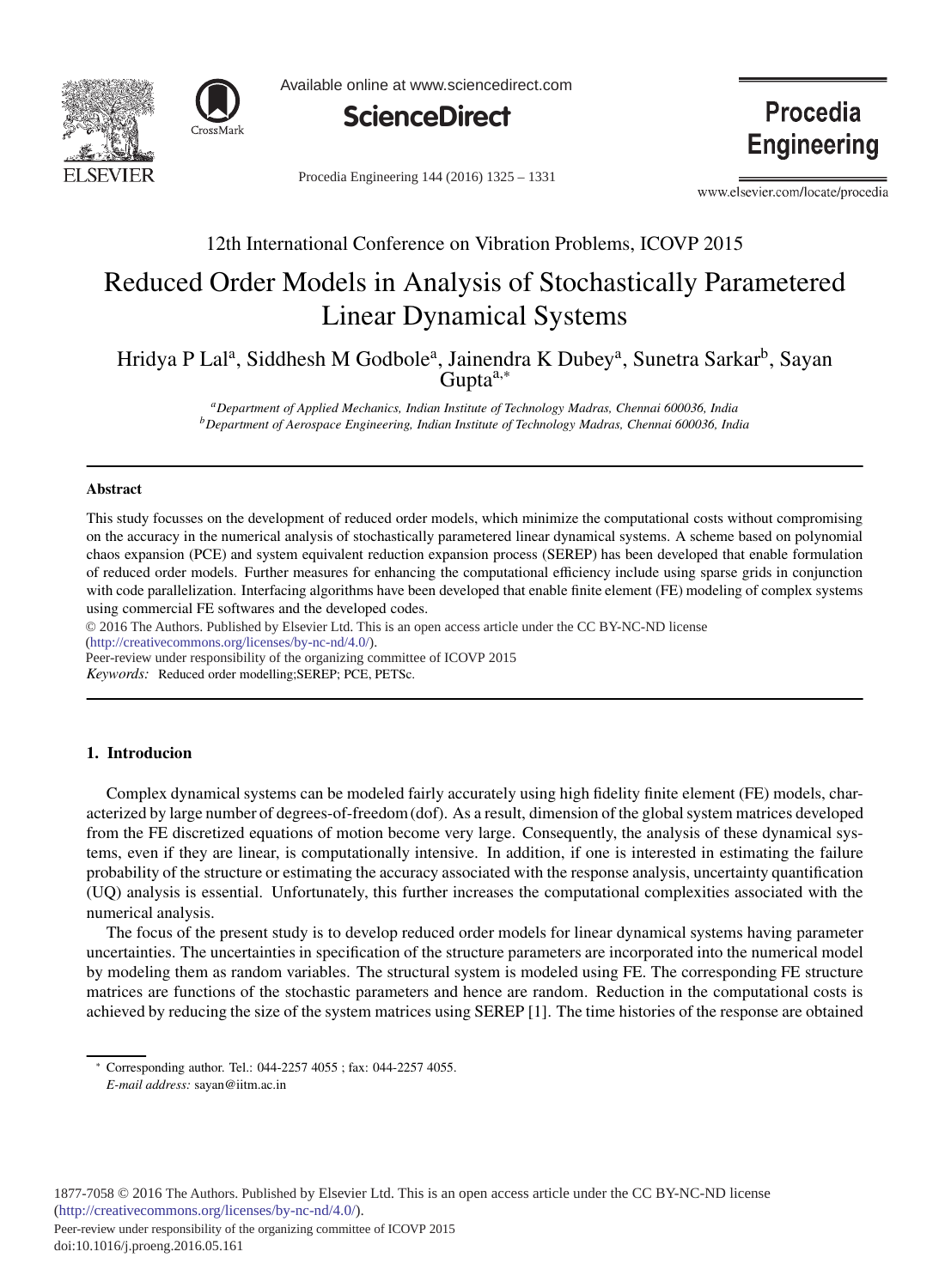12th International Conference on Vibration Problems, ICOVP 2015

# Reduced Order Models in Analysis of Stochastically Parametered Linear Dynamical Systems

Hridya P Lal[a], Siddhesh M Godbole[a], Jainendra K Dubey[a], Sunetra Sarkar[b], Sayan Gupta[a,*]

[a] *Department of Applied Mechanics, Indian Institute of Technology Madras, Chennai 600036, India*
[b] *Department of Aerospace Engineering, Indian Institute of Technology Madras, Chennai 600036, India*

---

**Abstract**

This study focusses on the development of reduced order models, which minimize the computational costs without compromising on the accuracy in the numerical analysis of stochastically parametered linear dynamical systems. A scheme based on polynomial chaos expansion (PCE) and system equivalent reduction expansion process (SEREP) has been developed that enable formulation of reduced order models. Further measures for enhancing the computational efficiency include using sparse grids in conjunction with code parallelization. Interfacing algorithms have been developed that enable finite element (FE) modeling of complex systems using commercial FE softwares and the developed codes.

© 2016 The Authors. Published by Elsevier Ltd. This is an open access article under the CC BY-NC-ND license (http://creativecommons.org/licenses/by-nc-nd/4.0/).

Peer-review under responsibility of the organizing committee of ICOVP 2015

*Keywords:* Reduced order modelling;SEREP; PCE, PETSc.

---

## 1. Introducion

Complex dynamical systems can be modeled fairly accurately using high fidelity finite element (FE) models, characterized by large number of degrees-of-freedom (dof). As a result, dimension of the global system matrices developed from the FE discretized equations of motion become very large. Consequently, the analysis of these dynamical systems, even if they are linear, is computationally intensive. In addition, if one is interested in estimating the failure probability of the structure or estimating the accuracy associated with the response analysis, uncertainty quantification (UQ) analysis is essential. Unfortunately, this further increases the computational complexities associated with the numerical analysis.

The focus of the present study is to develop reduced order models for linear dynamical systems having parameter uncertainties. The uncertainties in specification of the structure parameters are incorporated into the numerical model by modeling them as random variables. The structural system is modeled using FE. The corresponding FE structure matrices are functions of the stochastic parameters and hence are random. Reduction in the computational costs is achieved by reducing the size of the system matrices using SEREP [1]. The time histories of the response are obtained

---

* Corresponding author. Tel.: 044-2257 4055 ; fax: 044-2257 4055.
*E-mail address:* sayan@iitm.ac.in

1877-7058 © 2016 The Authors. Published by Elsevier Ltd. This is an open access article under the CC BY-NC-ND license (http://creativecommons.org/licenses/by-nc-nd/4.0/).
Peer-review under responsibility of the organizing committee of ICOVP 2015
doi:10.1016/j.proeng.2016.05.161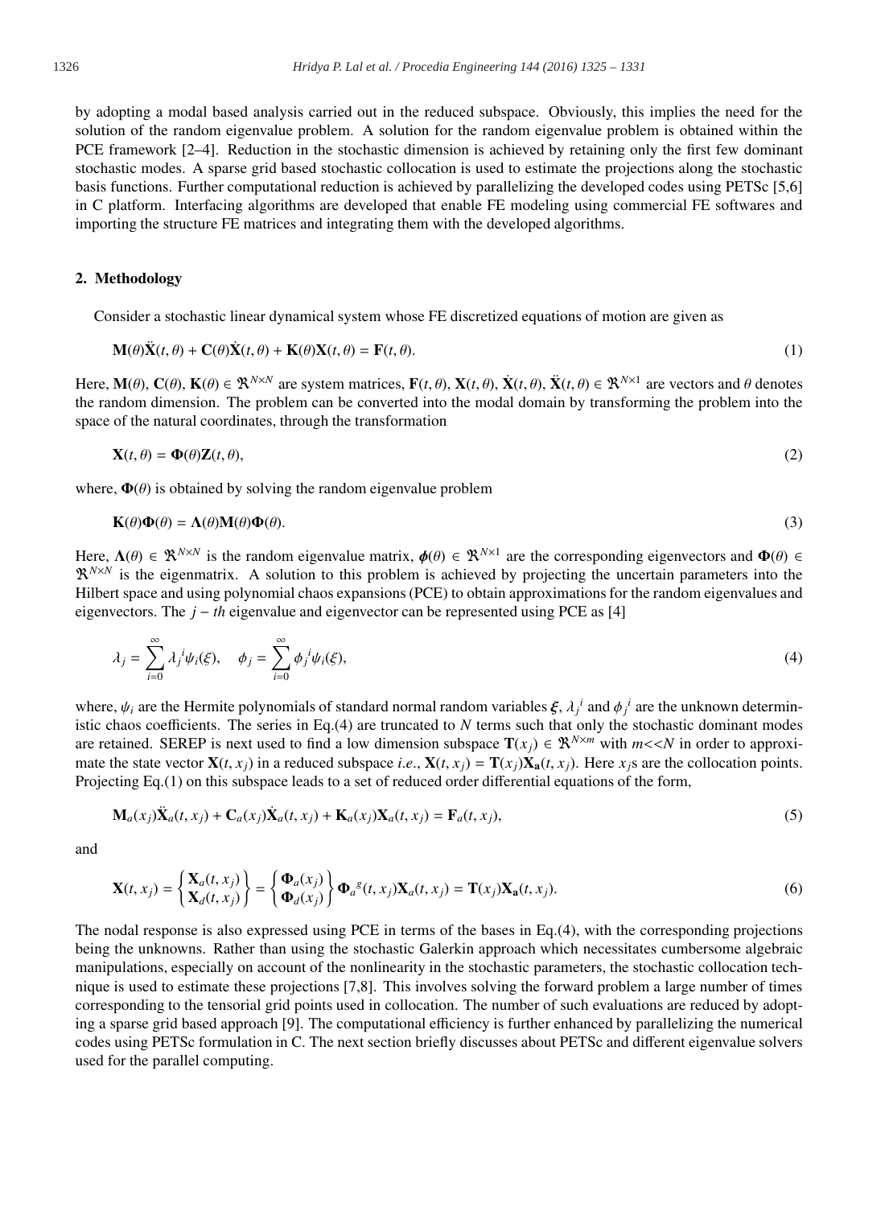by adopting a modal based analysis carried out in the reduced subspace. Obviously, this implies the need for the solution of the random eigenvalue problem. A solution for the random eigenvalue problem is obtained within the PCE framework [2–4]. Reduction in the stochastic dimension is achieved by retaining only the first few dominant stochastic modes. A sparse grid based stochastic collocation is used to estimate the projections along the stochastic basis functions. Further computational reduction is achieved by parallelizing the developed codes using PETSc [5,6] in C platform. Interfacing algorithms are developed that enable FE modeling using commercial FE softwares and importing the structure FE matrices and integrating them with the developed algorithms.

## 2. Methodology

Consider a stochastic linear dynamical system whose FE discretized equations of motion are given as

$$\mathbf{M}(\theta)\ddot{\mathbf{X}}(t,\theta) + \mathbf{C}(\theta)\dot{\mathbf{X}}(t,\theta) + \mathbf{K}(\theta)\mathbf{X}(t,\theta) = \mathbf{F}(t,\theta). \tag{1}$$

Here, $\mathbf{M}(\theta)$, $\mathbf{C}(\theta)$, $\mathbf{K}(\theta) \in \Re^{N\times N}$ are system matrices, $\mathbf{F}(t,\theta)$, $\mathbf{X}(t,\theta)$, $\dot{\mathbf{X}}(t,\theta)$, $\ddot{\mathbf{X}}(t,\theta) \in \Re^{N\times 1}$ are vectors and $\theta$ denotes the random dimension. The problem can be converted into the modal domain by transforming the problem into the space of the natural coordinates, through the transformation

$$\mathbf{X}(t,\theta) = \mathbf{\Phi}(\theta)\mathbf{Z}(t,\theta), \tag{2}$$

where, $\mathbf{\Phi}(\theta)$ is obtained by solving the random eigenvalue problem

$$\mathbf{K}(\theta)\mathbf{\Phi}(\theta) = \mathbf{\Lambda}(\theta)\mathbf{M}(\theta)\mathbf{\Phi}(\theta). \tag{3}$$

Here, $\mathbf{\Lambda}(\theta) \in \Re^{N\times N}$ is the random eigenvalue matrix, $\boldsymbol{\phi}(\theta) \in \Re^{N\times 1}$ are the corresponding eigenvectors and $\mathbf{\Phi}(\theta) \in \Re^{N\times N}$ is the eigenmatrix. A solution to this problem is achieved by projecting the uncertain parameters into the Hilbert space and using polynomial chaos expansions (PCE) to obtain approximations for the random eigenvalues and eigenvectors. The $j-th$ eigenvalue and eigenvector can be represented using PCE as [4]

$$\lambda_j = \sum_{i=0}^{\infty} \lambda_j{}^i \psi_i(\xi), \quad \phi_j = \sum_{i=0}^{\infty} \phi_j{}^i \psi_i(\xi), \tag{4}$$

where, $\psi_i$ are the Hermite polynomials of standard normal random variables $\boldsymbol{\xi}$, $\lambda_j{}^i$ and $\phi_j{}^i$ are the unknown deterministic chaos coefficients. The series in Eq.(4) are truncated to $N$ terms such that only the stochastic dominant modes are retained. SEREP is next used to find a low dimension subspace $\mathbf{T}(x_j) \in \Re^{N\times m}$ with $m << N$ in order to approximate the state vector $\mathbf{X}(t, x_j)$ in a reduced subspace *i.e.*, $\mathbf{X}(t, x_j) = \mathbf{T}(x_j)\mathbf{X_a}(t, x_j)$. Here $x_j$s are the collocation points. Projecting Eq.(1) on this subspace leads to a set of reduced order differential equations of the form,

$$\mathbf{M}_a(x_j)\ddot{\mathbf{X}}_a(t,x_j) + \mathbf{C}_a(x_j)\dot{\mathbf{X}}_a(t,x_j) + \mathbf{K}_a(x_j)\mathbf{X}_a(t,x_j) = \mathbf{F}_a(t,x_j), \tag{5}$$

and

$$\mathbf{X}(t,x_j) = \begin{Bmatrix} \mathbf{X}_a(t,x_j) \\ \mathbf{X}_d(t,x_j) \end{Bmatrix} = \begin{Bmatrix} \mathbf{\Phi}_a(x_j) \\ \mathbf{\Phi}_d(x_j) \end{Bmatrix} \mathbf{\Phi}_a{}^g(t,x_j)\mathbf{X}_a(t,x_j) = \mathbf{T}(x_j)\mathbf{X_a}(t,x_j). \tag{6}$$

The nodal response is also expressed using PCE in terms of the bases in Eq.(4), with the corresponding projections being the unknowns. Rather than using the stochastic Galerkin approach which necessitates cumbersome algebraic manipulations, especially on account of the nonlinearity in the stochastic parameters, the stochastic collocation technique is used to estimate these projections [7,8]. This involves solving the forward problem a large number of times corresponding to the tensorial grid points used in collocation. The number of such evaluations are reduced by adopting a sparse grid based approach [9]. The computational efficiency is further enhanced by parallelizing the numerical codes using PETSc formulation in C. The next section briefly discusses about PETSc and different eigenvalue solvers used for the parallel computing.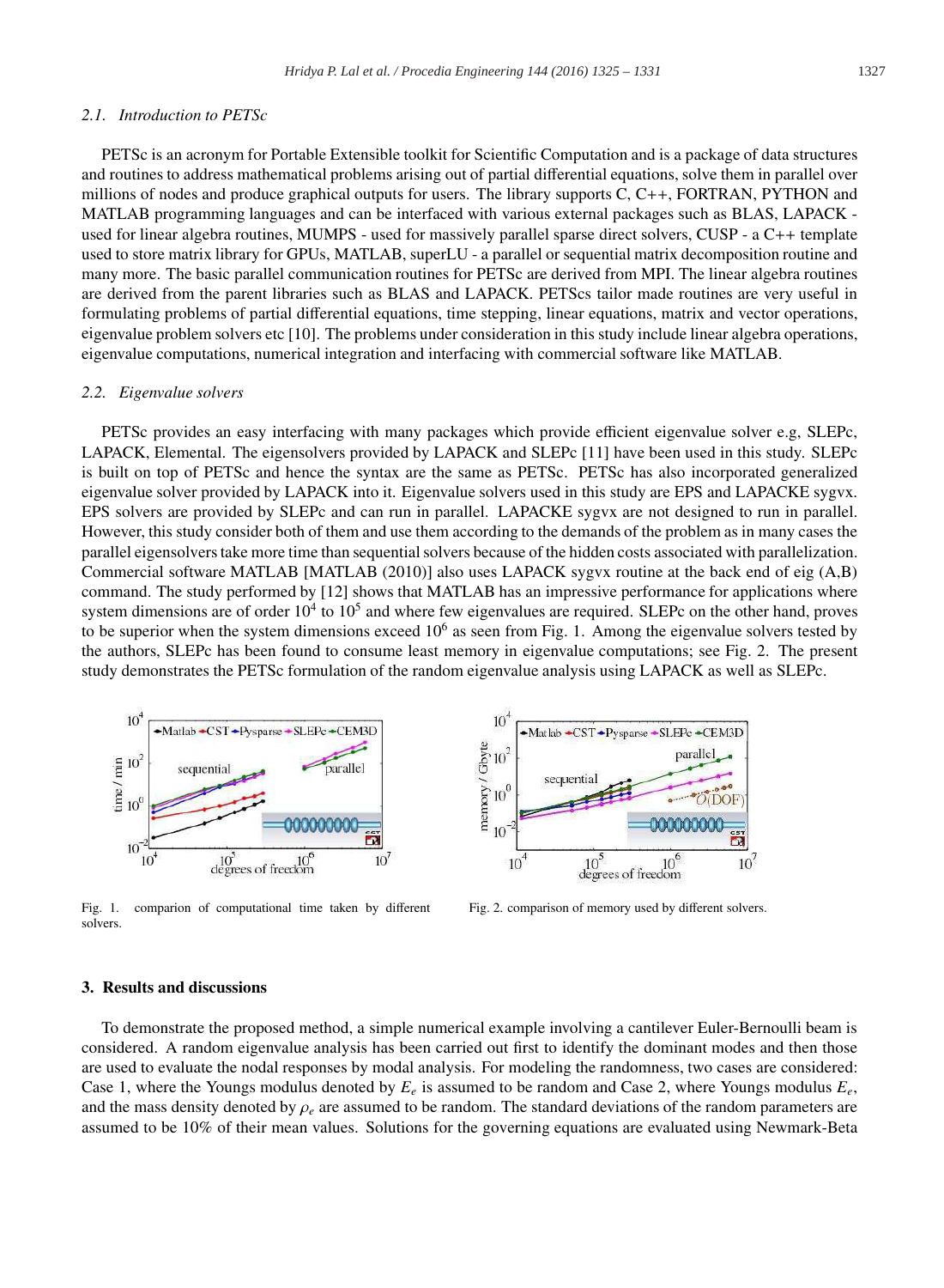### 2.1. Introduction to PETSc

PETSc is an acronym for Portable Extensible toolkit for Scientific Computation and is a package of data structures and routines to address mathematical problems arising out of partial differential equations, solve them in parallel over millions of nodes and produce graphical outputs for users. The library supports C, C++, FORTRAN, PYTHON and MATLAB programming languages and can be interfaced with various external packages such as BLAS, LAPACK - used for linear algebra routines, MUMPS - used for massively parallel sparse direct solvers, CUSP - a C++ template used to store matrix library for GPUs, MATLAB, superLU - a parallel or sequential matrix decomposition routine and many more. The basic parallel communication routines for PETSc are derived from MPI. The linear algebra routines are derived from the parent libraries such as BLAS and LAPACK. PETScs tailor made routines are very useful in formulating problems of partial differential equations, time stepping, linear equations, matrix and vector operations, eigenvalue problem solvers etc [10]. The problems under consideration in this study include linear algebra operations, eigenvalue computations, numerical integration and interfacing with commercial software like MATLAB.

### 2.2. Eigenvalue solvers

PETSc provides an easy interfacing with many packages which provide efficient eigenvalue solver e.g, SLEPc, LAPACK, Elemental. The eigensolvers provided by LAPACK and SLEPc [11] have been used in this study. SLEPc is built on top of PETSc and hence the syntax are the same as PETSc. PETSc has also incorporated generalized eigenvalue solver provided by LAPACK into it. Eigenvalue solvers used in this study are EPS and LAPACKE sygvx. EPS solvers are provided by SLEPc and can run in parallel. LAPACKE sygvx are not designed to run in parallel. However, this study consider both of them and use them according to the demands of the problem as in many cases the parallel eigensolvers take more time than sequential solvers because of the hidden costs associated with parallelization. Commercial software MATLAB [MATLAB (2010)] also uses LAPACK sygvx routine at the back end of eig (A,B) command. The study performed by [12] shows that MATLAB has an impressive performance for applications where system dimensions are of order $10^4$ to $10^5$ and where few eigenvalues are required. SLEPc on the other hand, proves to be superior when the system dimensions exceed $10^6$ as seen from Fig. 1. Among the eigenvalue solvers tested by the authors, SLEPc has been found to consume least memory in eigenvalue computations; see Fig. 2. The present study demonstrates the PETSc formulation of the random eigenvalue analysis using LAPACK as well as SLEPc.

Fig. 1. comparion of computational time taken by different solvers.

Fig. 2. comparison of memory used by different solvers.

## 3. Results and discussions

To demonstrate the proposed method, a simple numerical example involving a cantilever Euler-Bernoulli beam is considered. A random eigenvalue analysis has been carried out first to identify the dominant modes and then those are used to evaluate the nodal responses by modal analysis. For modeling the randomness, two cases are considered: Case 1, where the Youngs modulus denoted by $E_e$ is assumed to be random and Case 2, where Youngs modulus $E_e$, and the mass density denoted by $\rho_e$ are assumed to be random. The standard deviations of the random parameters are assumed to be 10% of their mean values. Solutions for the governing equations are evaluated using Newmark-Beta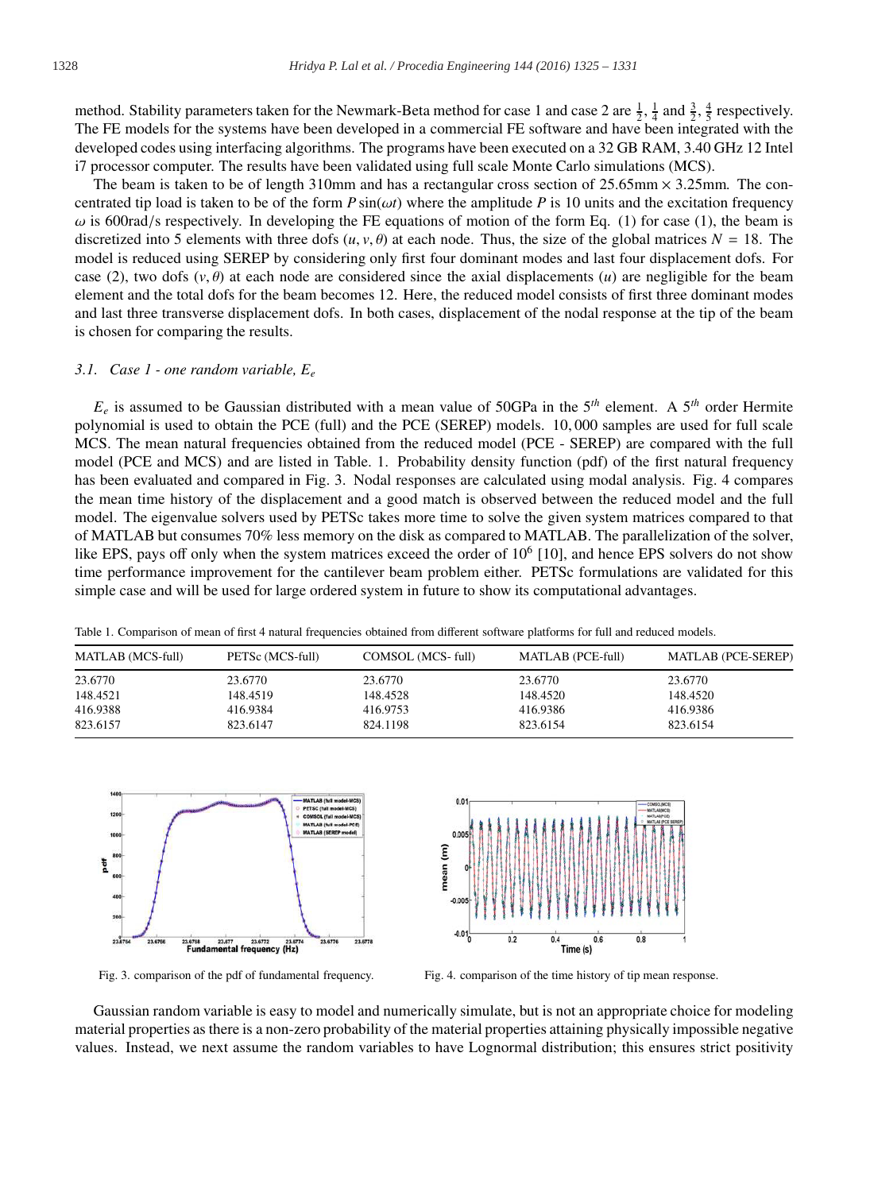method. Stability parameters taken for the Newmark-Beta method for case 1 and case 2 are $\frac{1}{2}$, $\frac{1}{4}$ and $\frac{3}{2}$, $\frac{4}{5}$ respectively. The FE models for the systems have been developed in a commercial FE software and have been integrated with the developed codes using interfacing algorithms. The programs have been executed on a 32 GB RAM, 3.40 GHz 12 Intel i7 processor computer. The results have been validated using full scale Monte Carlo simulations (MCS).

The beam is taken to be of length 310mm and has a rectangular cross section of 25.65mm × 3.25mm. The concentrated tip load is taken to be of the form $P \sin(\omega t)$ where the amplitude $P$ is 10 units and the excitation frequency $\omega$ is 600rad/s respectively. In developing the FE equations of motion of the form Eq. (1) for case (1), the beam is discretized into 5 elements with three dofs $(u, v, \theta)$ at each node. Thus, the size of the global matrices $N = 18$. The model is reduced using SEREP by considering only first four dominant modes and last four displacement dofs. For case (2), two dofs $(v, \theta)$ at each node are considered since the axial displacements $(u)$ are negligible for the beam element and the total dofs for the beam becomes 12. Here, the reduced model consists of first three dominant modes and last three transverse displacement dofs. In both cases, displacement of the nodal response at the tip of the beam is chosen for comparing the results.

### 3.1. Case 1 - one random variable, $E_e$

$E_e$ is assumed to be Gaussian distributed with a mean value of 50GPa in the $5^{th}$ element. A $5^{th}$ order Hermite polynomial is used to obtain the PCE (full) and the PCE (SEREP) models. 10,000 samples are used for full scale MCS. The mean natural frequencies obtained from the reduced model (PCE - SEREP) are compared with the full model (PCE and MCS) and are listed in Table. 1. Probability density function (pdf) of the first natural frequency has been evaluated and compared in Fig. 3. Nodal responses are calculated using modal analysis. Fig. 4 compares the mean time history of the displacement and a good match is observed between the reduced model and the full model. The eigenvalue solvers used by PETSc takes more time to solve the given system matrices compared to that of MATLAB but consumes 70% less memory on the disk as compared to MATLAB. The parallelization of the solver, like EPS, pays off only when the system matrices exceed the order of $10^6$ [10], and hence EPS solvers do not show time performance improvement for the cantilever beam problem either. PETSc formulations are validated for this simple case and will be used for large ordered system in future to show its computational advantages.

Table 1. Comparison of mean of first 4 natural frequencies obtained from different software platforms for full and reduced models.

| MATLAB (MCS-full) | PETSc (MCS-full) | COMSOL (MCS- full) | MATLAB (PCE-full) | MATLAB (PCE-SEREP) |
|---|---|---|---|---|
| 23.6770 | 23.6770 | 23.6770 | 23.6770 | 23.6770 |
| 148.4521 | 148.4519 | 148.4528 | 148.4520 | 148.4520 |
| 416.9388 | 416.9384 | 416.9753 | 416.9386 | 416.9386 |
| 823.6157 | 823.6147 | 824.1198 | 823.6154 | 823.6154 |

Fig. 3. comparison of the pdf of fundamental frequency.

Fig. 4. comparison of the time history of tip mean response.

Gaussian random variable is easy to model and numerically simulate, but is not an appropriate choice for modeling material properties as there is a non-zero probability of the material properties attaining physically impossible negative values. Instead, we next assume the random variables to have Lognormal distribution; this ensures strict positivity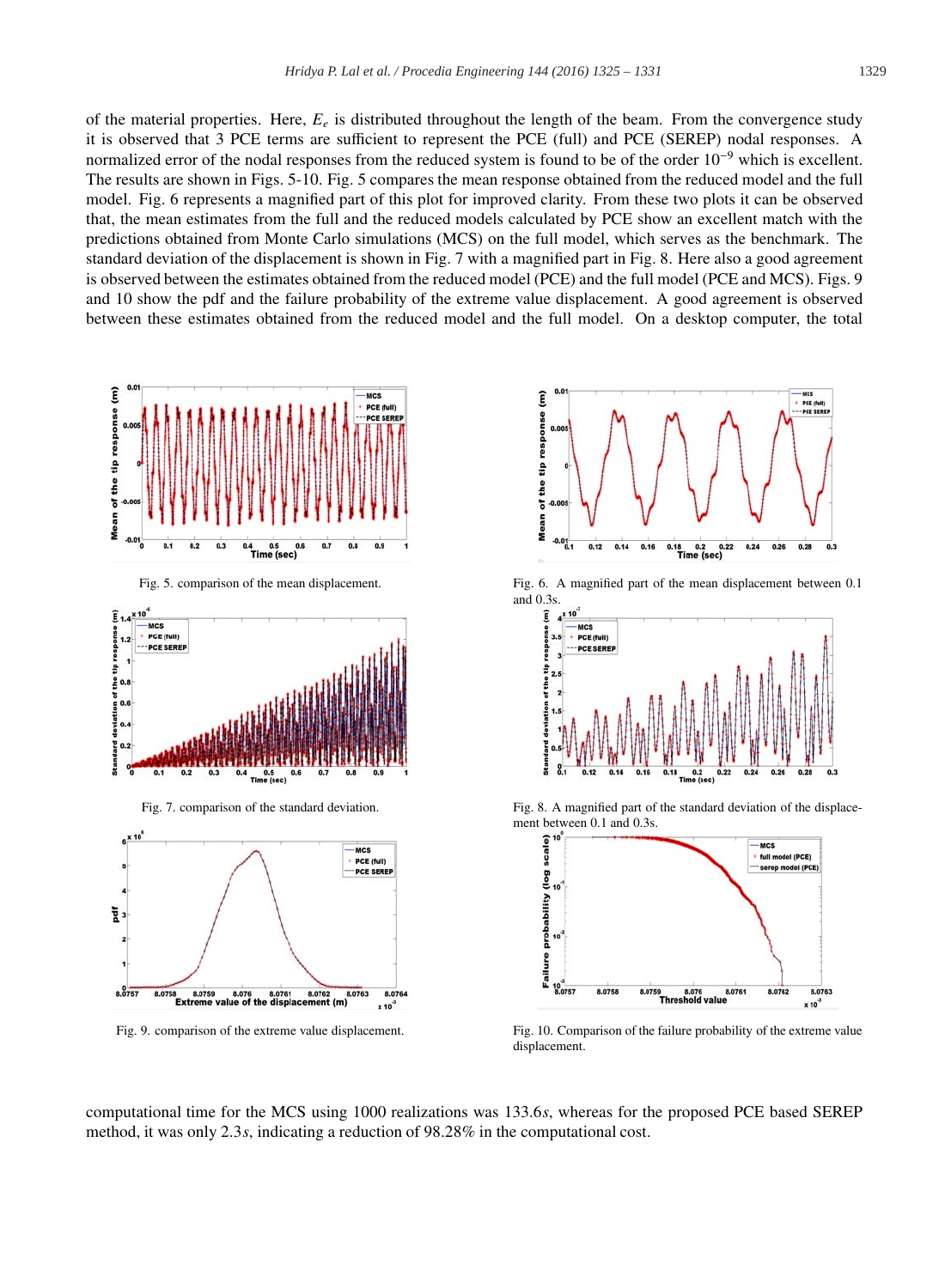of the material properties. Here, $E_e$ is distributed throughout the length of the beam. From the convergence study it is observed that 3 PCE terms are sufficient to represent the PCE (full) and PCE (SEREP) nodal responses. A normalized error of the nodal responses from the reduced system is found to be of the order $10^{-9}$ which is excellent. The results are shown in Figs. 5-10. Fig. 5 compares the mean response obtained from the reduced model and the full model. Fig. 6 represents a magnified part of this plot for improved clarity. From these two plots it can be observed that, the mean estimates from the full and the reduced models calculated by PCE show an excellent match with the predictions obtained from Monte Carlo simulations (MCS) on the full model, which serves as the benchmark. The standard deviation of the displacement is shown in Fig. 7 with a magnified part in Fig. 8. Here also a good agreement is observed between the estimates obtained from the reduced model (PCE) and the full model (PCE and MCS). Figs. 9 and 10 show the pdf and the failure probability of the extreme value displacement. A good agreement is observed between these estimates obtained from the reduced model and the full model. On a desktop computer, the total computational time for the MCS using 1000 realizations was 133.6$s$, whereas for the proposed PCE based SEREP method, it was only 2.3$s$, indicating a reduction of 98.28% in the computational cost.

Fig. 5. comparison of the mean displacement.

Fig. 6. A magnified part of the mean displacement between 0.1 and 0.3s.

Fig. 7. comparison of the standard deviation.

Fig. 8. A magnified part of the standard deviation of the displacement between 0.1 and 0.3s.

Fig. 9. comparison of the extreme value displacement.

Fig. 10. Comparison of the failure probability of the extreme value displacement.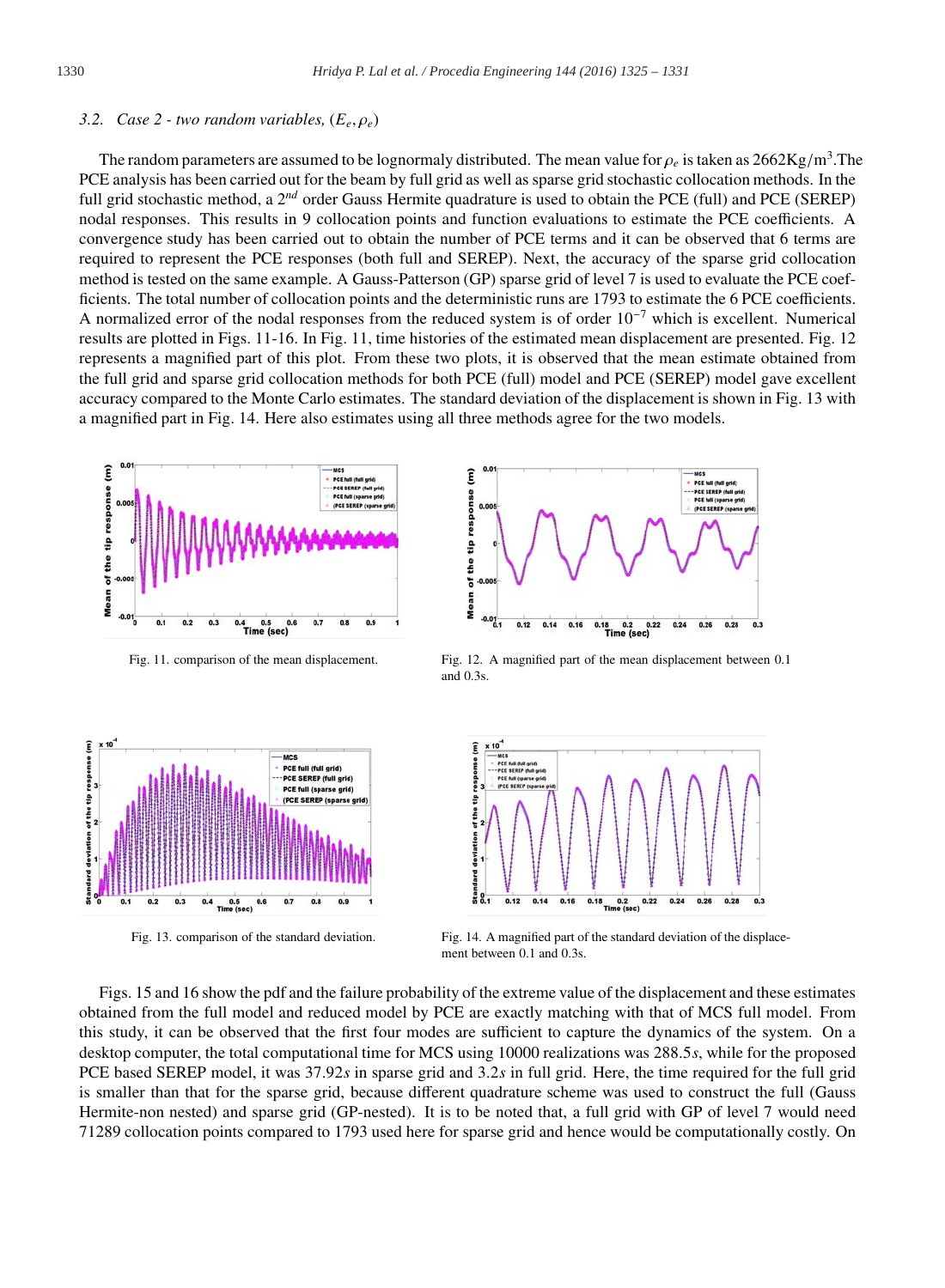### 3.2. Case 2 - two random variables, $(E_e, \rho_e)$

The random parameters are assumed to be lognormaly distributed. The mean value for $\rho_e$ is taken as 2662Kg/m$^3$.The PCE analysis has been carried out for the beam by full grid as well as sparse grid stochastic collocation methods. In the full grid stochastic method, a $2^{nd}$ order Gauss Hermite quadrature is used to obtain the PCE (full) and PCE (SEREP) nodal responses. This results in 9 collocation points and function evaluations to estimate the PCE coefficients. A convergence study has been carried out to obtain the number of PCE terms and it can be observed that 6 terms are required to represent the PCE responses (both full and SEREP). Next, the accuracy of the sparse grid collocation method is tested on the same example. A Gauss-Patterson (GP) sparse grid of level 7 is used to evaluate the PCE coefficients. The total number of collocation points and the deterministic runs are 1793 to estimate the 6 PCE coefficients. A normalized error of the nodal responses from the reduced system is of order $10^{-7}$ which is excellent. Numerical results are plotted in Figs. 11-16. In Fig. 11, time histories of the estimated mean displacement are presented. Fig. 12 represents a magnified part of this plot. From these two plots, it is observed that the mean estimate obtained from the full grid and sparse grid collocation methods for both PCE (full) model and PCE (SEREP) model gave excellent accuracy compared to the Monte Carlo estimates. The standard deviation of the displacement is shown in Fig. 13 with a magnified part in Fig. 14. Here also estimates using all three methods agree for the two models.

Fig. 11. comparison of the mean displacement.

Fig. 12. A magnified part of the mean displacement between 0.1 and 0.3s.

Fig. 13. comparison of the standard deviation.

Fig. 14. A magnified part of the standard deviation of the displacement between 0.1 and 0.3s.

Figs. 15 and 16 show the pdf and the failure probability of the extreme value of the displacement and these estimates obtained from the full model and reduced model by PCE are exactly matching with that of MCS full model. From this study, it can be observed that the first four modes are sufficient to capture the dynamics of the system. On a desktop computer, the total computational time for MCS using 10000 realizations was 288.5$s$, while for the proposed PCE based SEREP model, it was 37.92$s$ in sparse grid and 3.2$s$ in full grid. Here, the time required for the full grid is smaller than that for the sparse grid, because different quadrature scheme was used to construct the full (Gauss Hermite-non nested) and sparse grid (GP-nested). It is to be noted that, a full grid with GP of level 7 would need 71289 collocation points compared to 1793 used here for sparse grid and hence would be computationally costly. On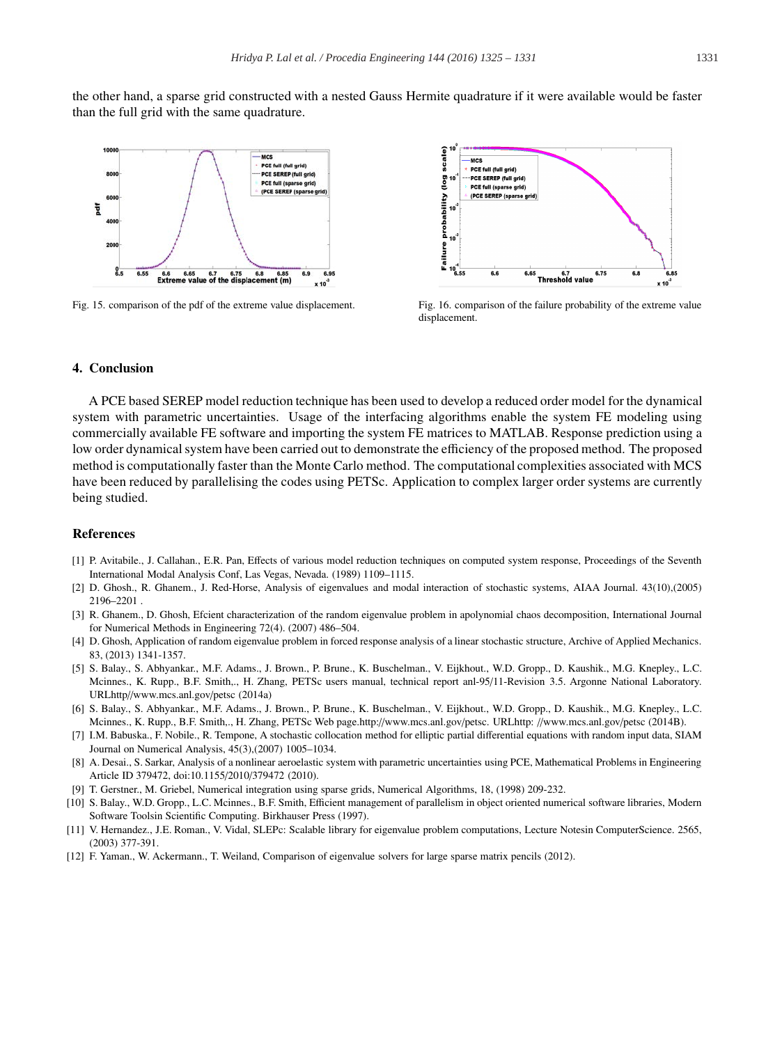the other hand, a sparse grid constructed with a nested Gauss Hermite quadrature if it were available would be faster than the full grid with the same quadrature.

pdf
10000
8000
6000
4000
2000
0
6.5 6.55 6.6 6.65 6.7 6.75 6.8 6.85 6.9 6.95
Extreme value of the displacement (m)
x 10$^{-3}$
MCS
PCE full (full grid)
PCE SEREP (full grid)
PCE full (sparse grid)
(PCE SEREP (sparse grid)

Fig. 15. comparison of the pdf of the extreme value displacement.

Failure probability (log scale)
10$^{0}$
10$^{-1}$
10$^{-2}$
10$^{-3}$
10$^{-4}$
6.55 6.6 6.65 6.7 6.75 6.8 6.85
Threshold value
x 10$^{-3}$
MCS
PCE full (full grid)
PCE SEREP (full grid)
PCE full (sparse grid)
(PCE SEREP (sparse grid)

Fig. 16. comparison of the failure probability of the extreme value displacement.

## 4. Conclusion

A PCE based SEREP model reduction technique has been used to develop a reduced order model for the dynamical system with parametric uncertainties. Usage of the interfacing algorithms enable the system FE modeling using commercially available FE software and importing the system FE matrices to MATLAB. Response prediction using a low order dynamical system have been carried out to demonstrate the efficiency of the proposed method. The proposed method is computationally faster than the Monte Carlo method. The computational complexities associated with MCS have been reduced by parallelising the codes using PETSc. Application to complex larger order systems are currently being studied.

## References

[1] P. Avitabile., J. Callahan., E.R. Pan, Effects of various model reduction techniques on computed system response, Proceedings of the Seventh International Modal Analysis Conf, Las Vegas, Nevada. (1989) 1109–1115.

[2] D. Ghosh., R. Ghanem., J. Red-Horse, Analysis of eigenvalues and modal interaction of stochastic systems, AIAA Journal. 43(10),(2005) 2196–2201 .

[3] R. Ghanem., D. Ghosh, Efcient characterization of the random eigenvalue problem in apolynomial chaos decomposition, International Journal for Numerical Methods in Engineering 72(4). (2007) 486–504.

[4] D. Ghosh, Application of random eigenvalue problem in forced response analysis of a linear stochastic structure, Archive of Applied Mechanics. 83, (2013) 1341-1357.

[5] S. Balay., S. Abhyankar., M.F. Adams., J. Brown., P. Brune., K. Buschelman., V. Eijkhout., W.D. Gropp., D. Kaushik., M.G. Knepley., L.C. Mcinnes., K. Rupp., B.F. Smith,., H. Zhang, PETSc users manual, technical report anl-95/11-Revision 3.5. Argonne National Laboratory. URLhttp//www.mcs.anl.gov/petsc (2014a)

[6] S. Balay., S. Abhyankar., M.F. Adams., J. Brown., P. Brune., K. Buschelman., V. Eijkhout., W.D. Gropp., D. Kaushik., M.G. Knepley., L.C. Mcinnes., K. Rupp., B.F. Smith,., H. Zhang, PETSc Web page.http://www.mcs.anl.gov/petsc. URLhttp: //www.mcs.anl.gov/petsc (2014B).

[7] I.M. Babuska., F. Nobile., R. Tempone, A stochastic collocation method for elliptic partial differential equations with random input data, SIAM Journal on Numerical Analysis, 45(3),(2007) 1005–1034.

[8] A. Desai., S. Sarkar, Analysis of a nonlinear aeroelastic system with parametric uncertainties using PCE, Mathematical Problems in Engineering Article ID 379472, doi:10.1155/2010/379472 (2010).

[9] T. Gerstner., M. Griebel, Numerical integration using sparse grids, Numerical Algorithms, 18, (1998) 209-232.

[10] S. Balay., W.D. Gropp., L.C. Mcinnes., B.F. Smith, Efficient management of parallelism in object oriented numerical software libraries, Modern Software Toolsin Scientific Computing. Birkhauser Press (1997).

[11] V. Hernandez., J.E. Roman., V. Vidal, SLEPc: Scalable library for eigenvalue problem computations, Lecture Notesin ComputerScience. 2565, (2003) 377-391.

[12] F. Yaman., W. Ackermann., T. Weiland, Comparison of eigenvalue solvers for large sparse matrix pencils (2012).